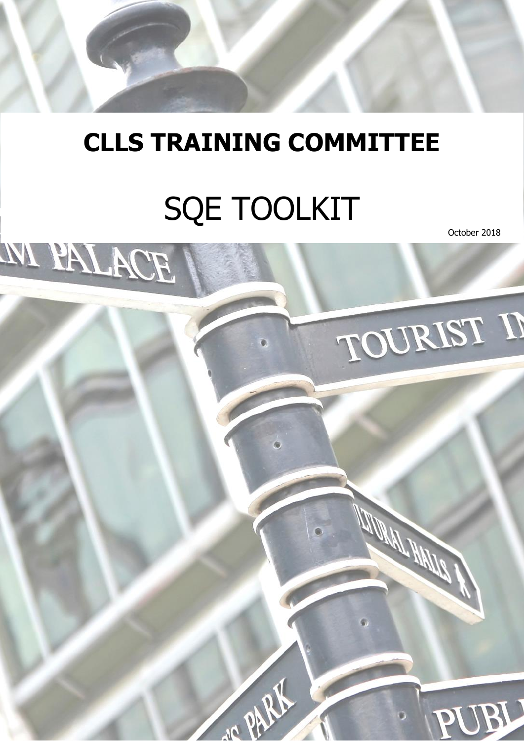# CLLS TRAINING COMMITTEE

# SQE TOOLKIT

October 2018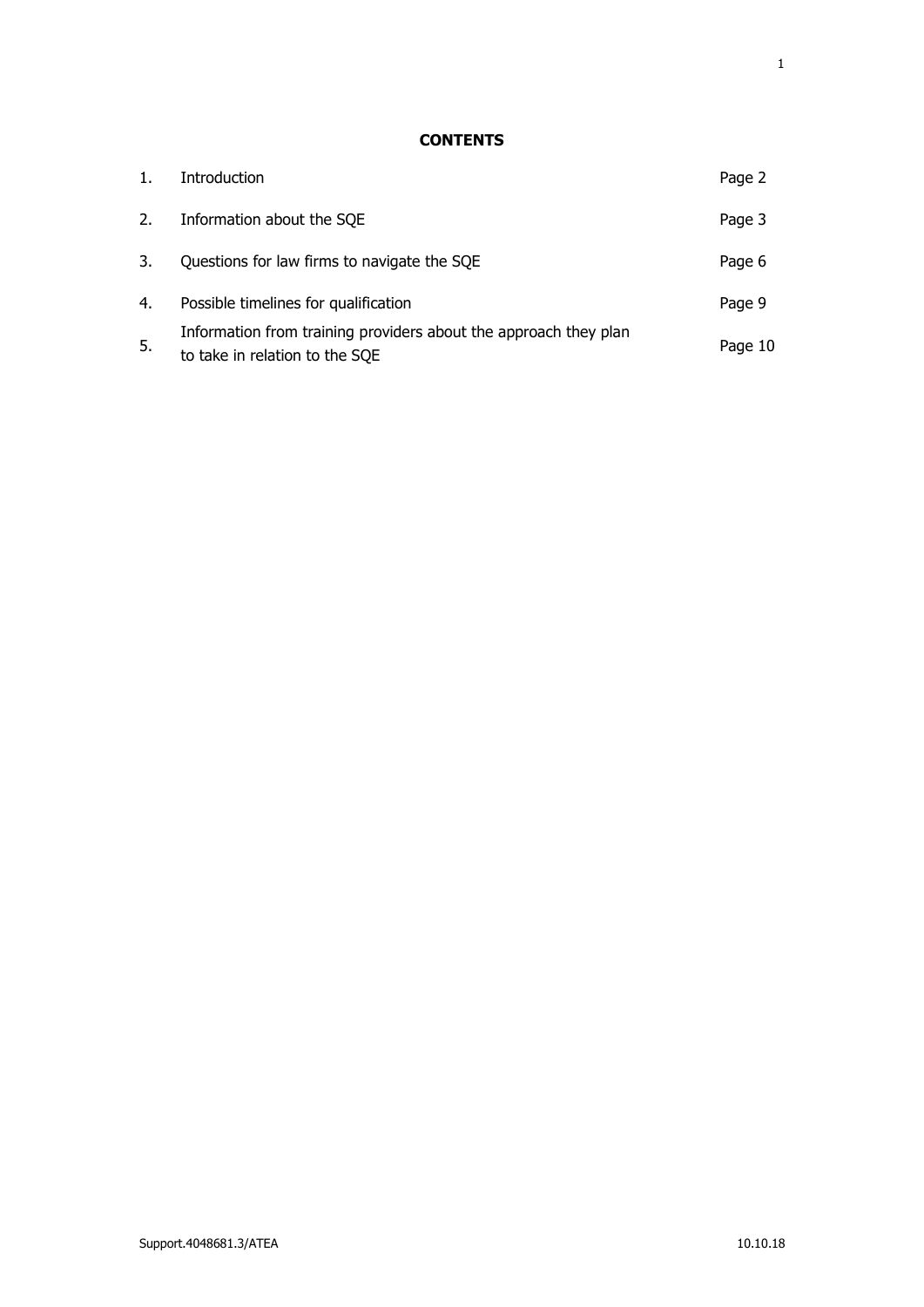**CONTENTS**

| | | |
|---|---|---|
| 1. | Introduction | Page 2 |
| 2. | Information about the SQE | Page 3 |
| 3. | Questions for law firms to navigate the SQE | Page 6 |
| 4. | Possible timelines for qualification | Page 9 |
| 5. | Information from training providers about the approach they plan to take in relation to the SQE | Page 10 |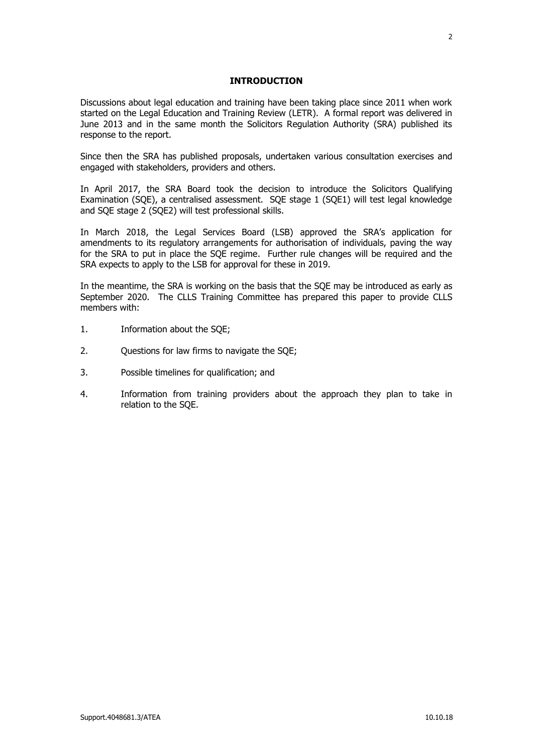## INTRODUCTION

Discussions about legal education and training have been taking place since 2011 when work started on the Legal Education and Training Review (LETR). A formal report was delivered in June 2013 and in the same month the Solicitors Regulation Authority (SRA) published its response to the report.

Since then the SRA has published proposals, undertaken various consultation exercises and engaged with stakeholders, providers and others.

In April 2017, the SRA Board took the decision to introduce the Solicitors Qualifying Examination (SQE), a centralised assessment. SQE stage 1 (SQE1) will test legal knowledge and SQE stage 2 (SQE2) will test professional skills.

In March 2018, the Legal Services Board (LSB) approved the SRA's application for amendments to its regulatory arrangements for authorisation of individuals, paving the way for the SRA to put in place the SQE regime. Further rule changes will be required and the SRA expects to apply to the LSB for approval for these in 2019.

In the meantime, the SRA is working on the basis that the SQE may be introduced as early as September 2020. The CLLS Training Committee has prepared this paper to provide CLLS members with:

1. Information about the SQE;
2. Questions for law firms to navigate the SQE;
3. Possible timelines for qualification; and
4. Information from training providers about the approach they plan to take in relation to the SQE.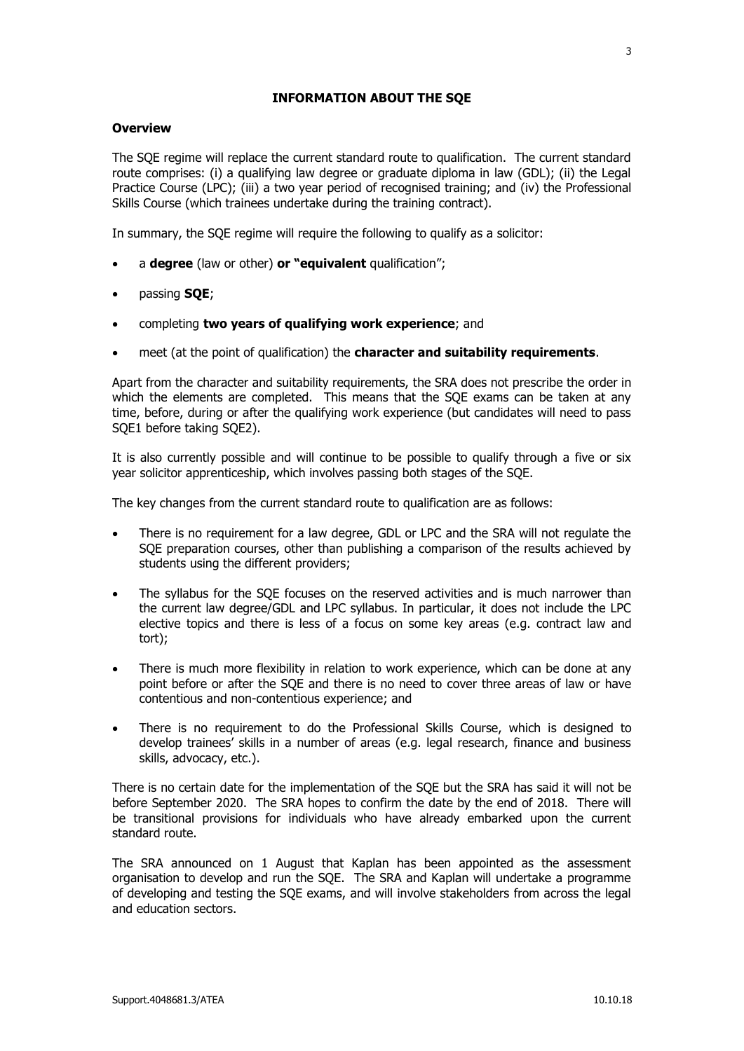## INFORMATION ABOUT THE SQE

### Overview

The SQE regime will replace the current standard route to qualification. The current standard route comprises: (i) a qualifying law degree or graduate diploma in law (GDL); (ii) the Legal Practice Course (LPC); (iii) a two year period of recognised training; and (iv) the Professional Skills Course (which trainees undertake during the training contract).

In summary, the SQE regime will require the following to qualify as a solicitor:

- a **degree** (law or other) **or "equivalent** qualification";
- passing **SQE**;
- completing **two years of qualifying work experience**; and
- meet (at the point of qualification) the **character and suitability requirements**.

Apart from the character and suitability requirements, the SRA does not prescribe the order in which the elements are completed. This means that the SQE exams can be taken at any time, before, during or after the qualifying work experience (but candidates will need to pass SQE1 before taking SQE2).

It is also currently possible and will continue to be possible to qualify through a five or six year solicitor apprenticeship, which involves passing both stages of the SQE.

The key changes from the current standard route to qualification are as follows:

- There is no requirement for a law degree, GDL or LPC and the SRA will not regulate the SQE preparation courses, other than publishing a comparison of the results achieved by students using the different providers;
- The syllabus for the SQE focuses on the reserved activities and is much narrower than the current law degree/GDL and LPC syllabus. In particular, it does not include the LPC elective topics and there is less of a focus on some key areas (e.g. contract law and tort);
- There is much more flexibility in relation to work experience, which can be done at any point before or after the SQE and there is no need to cover three areas of law or have contentious and non-contentious experience; and
- There is no requirement to do the Professional Skills Course, which is designed to develop trainees' skills in a number of areas (e.g. legal research, finance and business skills, advocacy, etc.).

There is no certain date for the implementation of the SQE but the SRA has said it will not be before September 2020. The SRA hopes to confirm the date by the end of 2018. There will be transitional provisions for individuals who have already embarked upon the current standard route.

The SRA announced on 1 August that Kaplan has been appointed as the assessment organisation to develop and run the SQE. The SRA and Kaplan will undertake a programme of developing and testing the SQE exams, and will involve stakeholders from across the legal and education sectors.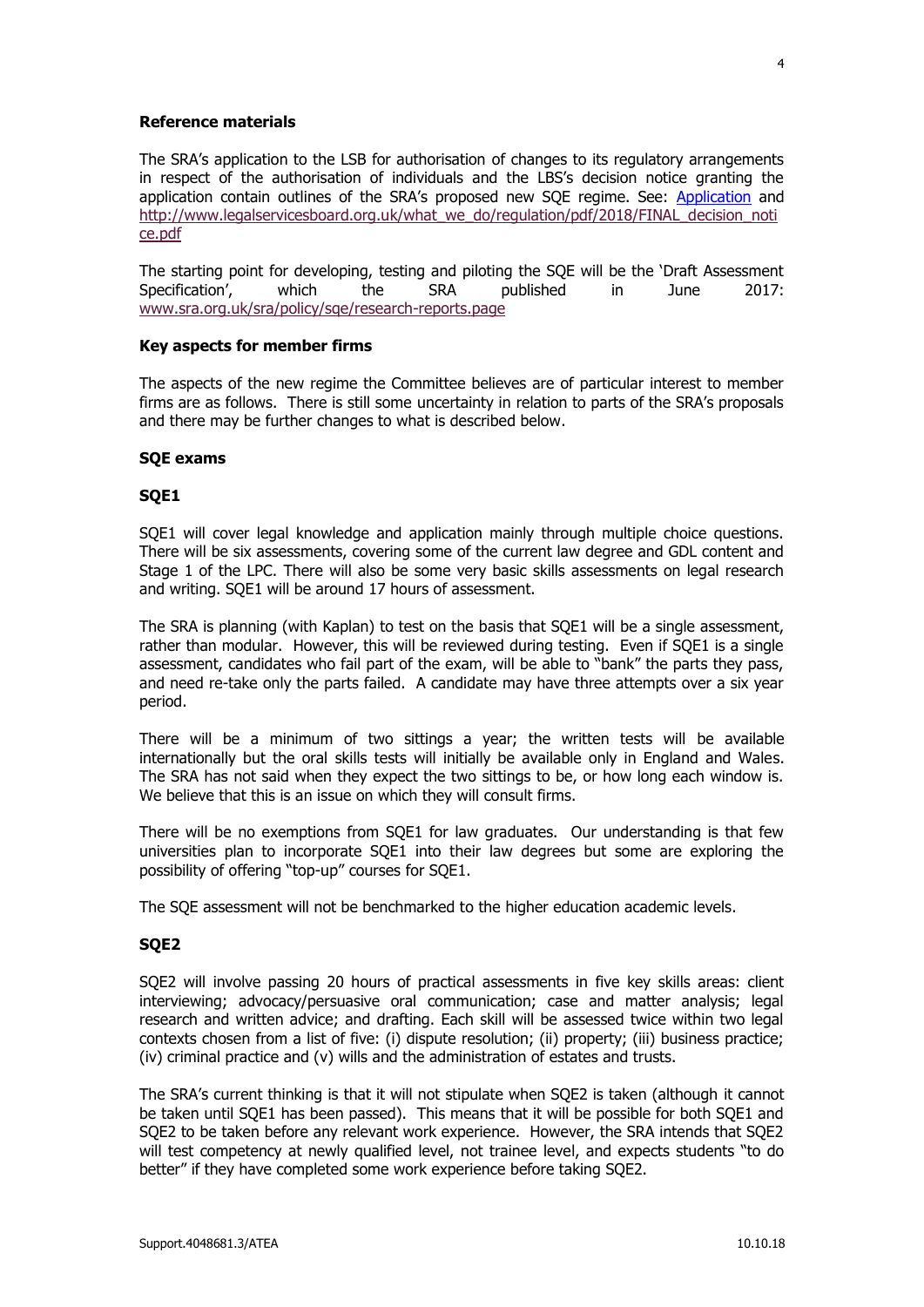**Reference materials**

The SRA's application to the LSB for authorisation of changes to its regulatory arrangements in respect of the authorisation of individuals and the LBS's decision notice granting the application contain outlines of the SRA's proposed new SQE regime. See: Application and http://www.legalservicesboard.org.uk/what_we_do/regulation/pdf/2018/FINAL_decision_notice.pdf

The starting point for developing, testing and piloting the SQE will be the 'Draft Assessment Specification', which the SRA published in June 2017: www.sra.org.uk/sra/policy/sqe/research-reports.page

**Key aspects for member firms**

The aspects of the new regime the Committee believes are of particular interest to member firms are as follows. There is still some uncertainty in relation to parts of the SRA's proposals and there may be further changes to what is described below.

**SQE exams**

**SQE1**

SQE1 will cover legal knowledge and application mainly through multiple choice questions. There will be six assessments, covering some of the current law degree and GDL content and Stage 1 of the LPC. There will also be some very basic skills assessments on legal research and writing. SQE1 will be around 17 hours of assessment.

The SRA is planning (with Kaplan) to test on the basis that SQE1 will be a single assessment, rather than modular. However, this will be reviewed during testing. Even if SQE1 is a single assessment, candidates who fail part of the exam, will be able to "bank" the parts they pass, and need re-take only the parts failed. A candidate may have three attempts over a six year period.

There will be a minimum of two sittings a year; the written tests will be available internationally but the oral skills tests will initially be available only in England and Wales. The SRA has not said when they expect the two sittings to be, or how long each window is. We believe that this is an issue on which they will consult firms.

There will be no exemptions from SQE1 for law graduates. Our understanding is that few universities plan to incorporate SQE1 into their law degrees but some are exploring the possibility of offering "top-up" courses for SQE1.

The SQE assessment will not be benchmarked to the higher education academic levels.

**SQE2**

SQE2 will involve passing 20 hours of practical assessments in five key skills areas: client interviewing; advocacy/persuasive oral communication; case and matter analysis; legal research and written advice; and drafting. Each skill will be assessed twice within two legal contexts chosen from a list of five: (i) dispute resolution; (ii) property; (iii) business practice; (iv) criminal practice and (v) wills and the administration of estates and trusts.

The SRA's current thinking is that it will not stipulate when SQE2 is taken (although it cannot be taken until SQE1 has been passed). This means that it will be possible for both SQE1 and SQE2 to be taken before any relevant work experience. However, the SRA intends that SQE2 will test competency at newly qualified level, not trainee level, and expects students "to do better" if they have completed some work experience before taking SQE2.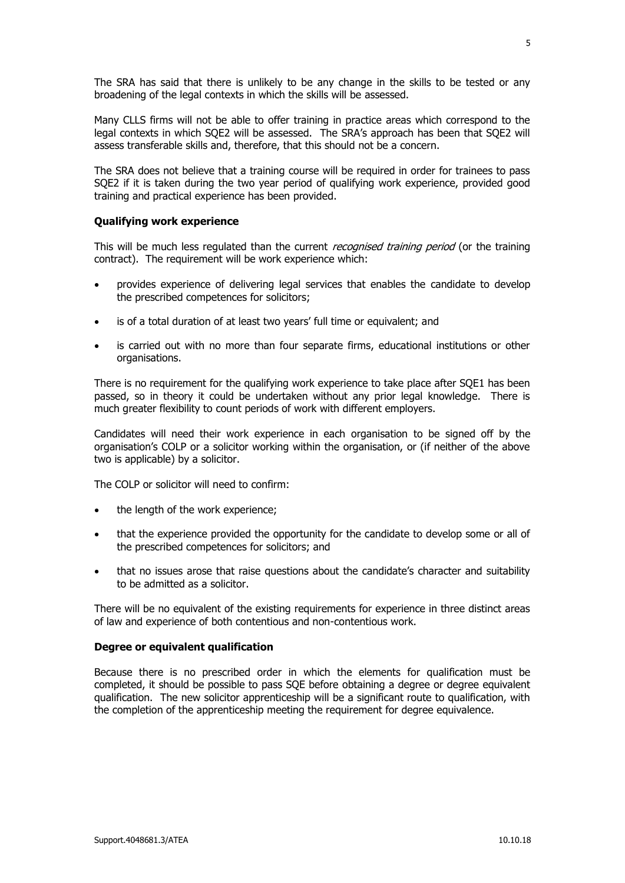The SRA has said that there is unlikely to be any change in the skills to be tested or any broadening of the legal contexts in which the skills will be assessed.

Many CLLS firms will not be able to offer training in practice areas which correspond to the legal contexts in which SQE2 will be assessed. The SRA's approach has been that SQE2 will assess transferable skills and, therefore, that this should not be a concern.

The SRA does not believe that a training course will be required in order for trainees to pass SQE2 if it is taken during the two year period of qualifying work experience, provided good training and practical experience has been provided.

**Qualifying work experience**

This will be much less regulated than the current *recognised training period* (or the training contract). The requirement will be work experience which:

- provides experience of delivering legal services that enables the candidate to develop the prescribed competences for solicitors;
- is of a total duration of at least two years' full time or equivalent; and
- is carried out with no more than four separate firms, educational institutions or other organisations.

There is no requirement for the qualifying work experience to take place after SQE1 has been passed, so in theory it could be undertaken without any prior legal knowledge. There is much greater flexibility to count periods of work with different employers.

Candidates will need their work experience in each organisation to be signed off by the organisation's COLP or a solicitor working within the organisation, or (if neither of the above two is applicable) by a solicitor.

The COLP or solicitor will need to confirm:

- the length of the work experience;
- that the experience provided the opportunity for the candidate to develop some or all of the prescribed competences for solicitors; and
- that no issues arose that raise questions about the candidate's character and suitability to be admitted as a solicitor.

There will be no equivalent of the existing requirements for experience in three distinct areas of law and experience of both contentious and non-contentious work.

**Degree or equivalent qualification**

Because there is no prescribed order in which the elements for qualification must be completed, it should be possible to pass SQE before obtaining a degree or degree equivalent qualification. The new solicitor apprenticeship will be a significant route to qualification, with the completion of the apprenticeship meeting the requirement for degree equivalence.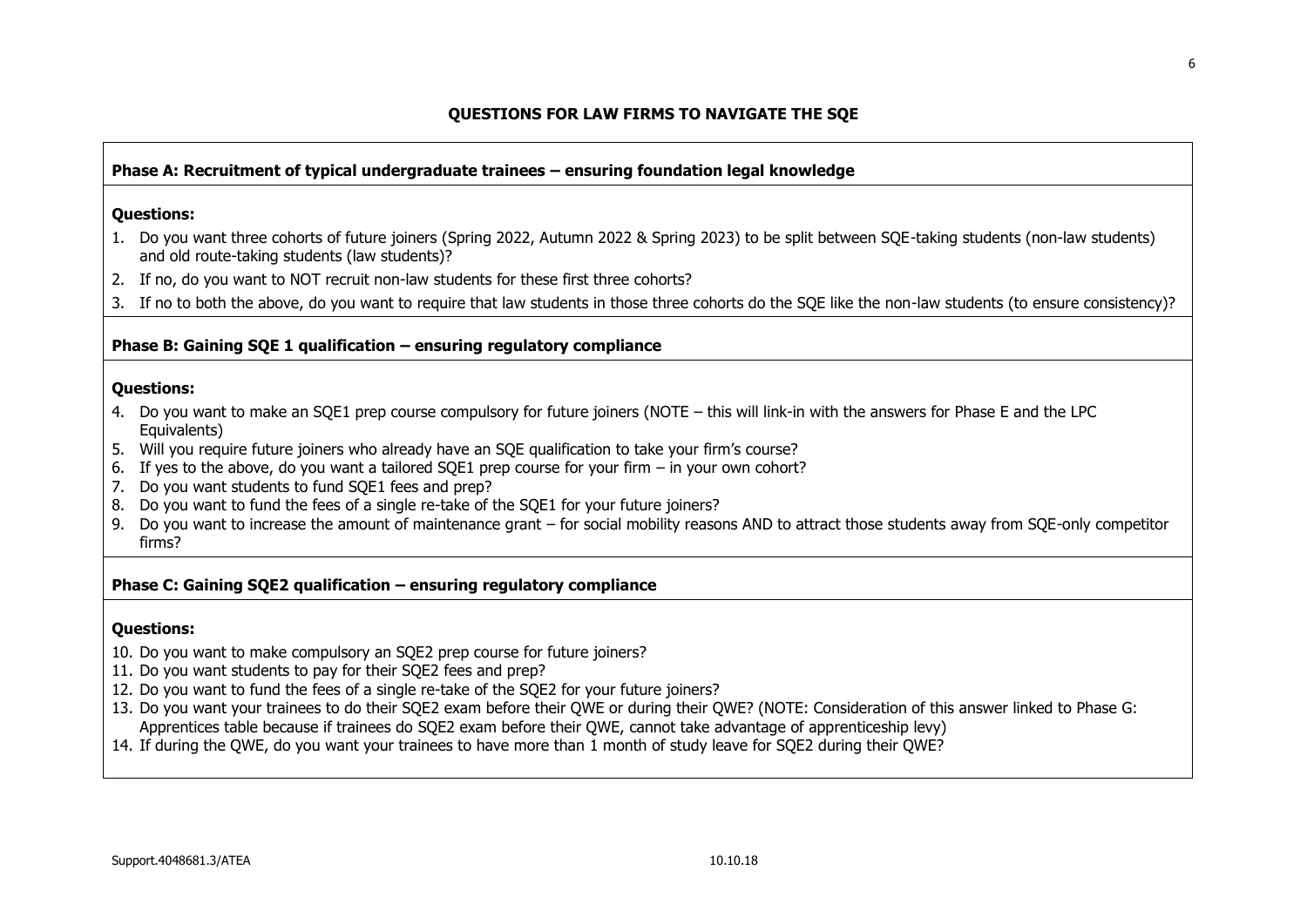## QUESTIONS FOR LAW FIRMS TO NAVIGATE THE SQE

### Phase A: Recruitment of typical undergraduate trainees – ensuring foundation legal knowledge

**Questions:**

1. Do you want three cohorts of future joiners (Spring 2022, Autumn 2022 & Spring 2023) to be split between SQE-taking students (non-law students) and old route-taking students (law students)?
2. If no, do you want to NOT recruit non-law students for these first three cohorts?
3. If no to both the above, do you want to require that law students in those three cohorts do the SQE like the non-law students (to ensure consistency)?

### Phase B: Gaining SQE 1 qualification – ensuring regulatory compliance

**Questions:**

4. Do you want to make an SQE1 prep course compulsory for future joiners (NOTE – this will link-in with the answers for Phase E and the LPC Equivalents)
5. Will you require future joiners who already have an SQE qualification to take your firm's course?
6. If yes to the above, do you want a tailored SQE1 prep course for your firm – in your own cohort?
7. Do you want students to fund SQE1 fees and prep?
8. Do you want to fund the fees of a single re-take of the SQE1 for your future joiners?
9. Do you want to increase the amount of maintenance grant – for social mobility reasons AND to attract those students away from SQE-only competitor firms?

### Phase C: Gaining SQE2 qualification – ensuring regulatory compliance

**Questions:**

10. Do you want to make compulsory an SQE2 prep course for future joiners?
11. Do you want students to pay for their SQE2 fees and prep?
12. Do you want to fund the fees of a single re-take of the SQE2 for your future joiners?
13. Do you want your trainees to do their SQE2 exam before their QWE or during their QWE? (NOTE: Consideration of this answer linked to Phase G: Apprentices table because if trainees do SQE2 exam before their QWE, cannot take advantage of apprenticeship levy)
14. If during the QWE, do you want your trainees to have more than 1 month of study leave for SQE2 during their QWE?

Support.4048681.3/ATEA 10.10.18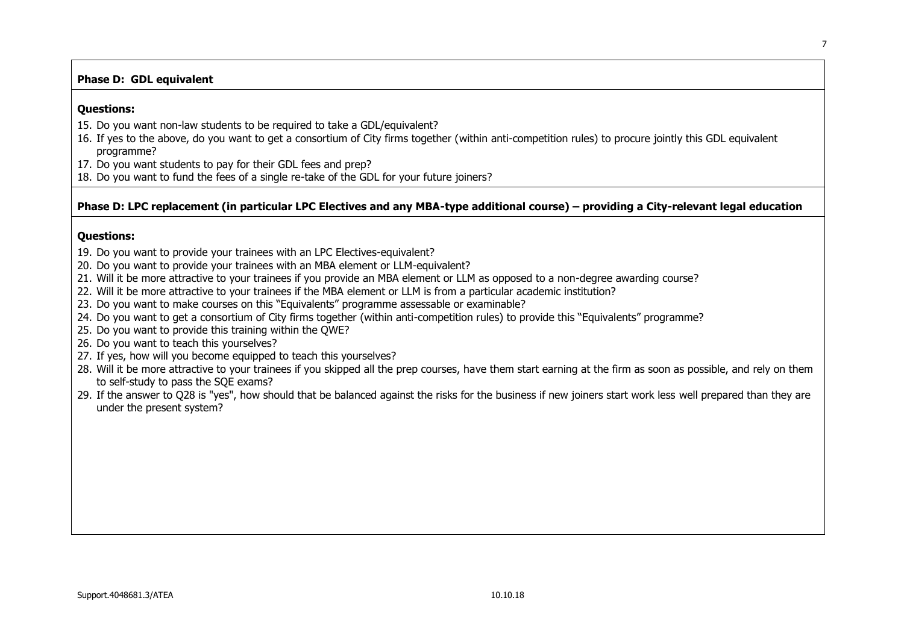**Phase D: GDL equivalent**

**Questions:**

15. Do you want non-law students to be required to take a GDL/equivalent?
16. If yes to the above, do you want to get a consortium of City firms together (within anti-competition rules) to procure jointly this GDL equivalent programme?
17. Do you want students to pay for their GDL fees and prep?
18. Do you want to fund the fees of a single re-take of the GDL for your future joiners?

**Phase D: LPC replacement (in particular LPC Electives and any MBA-type additional course) – providing a City-relevant legal education**

**Questions:**

19. Do you want to provide your trainees with an LPC Electives-equivalent?
20. Do you want to provide your trainees with an MBA element or LLM-equivalent?
21. Will it be more attractive to your trainees if you provide an MBA element or LLM as opposed to a non-degree awarding course?
22. Will it be more attractive to your trainees if the MBA element or LLM is from a particular academic institution?
23. Do you want to make courses on this "Equivalents" programme assessable or examinable?
24. Do you want to get a consortium of City firms together (within anti-competition rules) to provide this "Equivalents" programme?
25. Do you want to provide this training within the QWE?
26. Do you want to teach this yourselves?
27. If yes, how will you become equipped to teach this yourselves?
28. Will it be more attractive to your trainees if you skipped all the prep courses, have them start earning at the firm as soon as possible, and rely on them to self-study to pass the SQE exams?
29. If the answer to Q28 is "yes", how should that be balanced against the risks for the business if new joiners start work less well prepared than they are under the present system?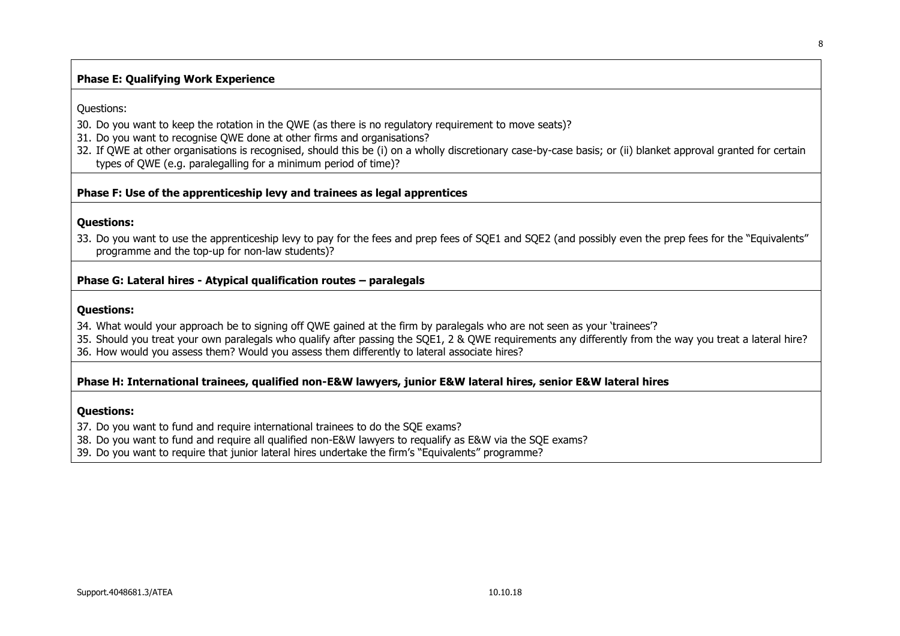**Phase E: Qualifying Work Experience**

Questions:

30. Do you want to keep the rotation in the QWE (as there is no regulatory requirement to move seats)?
31. Do you want to recognise QWE done at other firms and organisations?
32. If QWE at other organisations is recognised, should this be (i) on a wholly discretionary case-by-case basis; or (ii) blanket approval granted for certain types of QWE (e.g. paralegalling for a minimum period of time)?

**Phase F: Use of the apprenticeship levy and trainees as legal apprentices**

**Questions:**

33. Do you want to use the apprenticeship levy to pay for the fees and prep fees of SQE1 and SQE2 (and possibly even the prep fees for the "Equivalents" programme and the top-up for non-law students)?

**Phase G: Lateral hires - Atypical qualification routes – paralegals**

**Questions:**

34. What would your approach be to signing off QWE gained at the firm by paralegals who are not seen as your 'trainees'?
35. Should you treat your own paralegals who qualify after passing the SQE1, 2 & QWE requirements any differently from the way you treat a lateral hire?
36. How would you assess them? Would you assess them differently to lateral associate hires?

**Phase H: International trainees, qualified non-E&W lawyers, junior E&W lateral hires, senior E&W lateral hires**

**Questions:**

37. Do you want to fund and require international trainees to do the SQE exams?
38. Do you want to fund and require all qualified non-E&W lawyers to requalify as E&W via the SQE exams?
39. Do you want to require that junior lateral hires undertake the firm's "Equivalents" programme?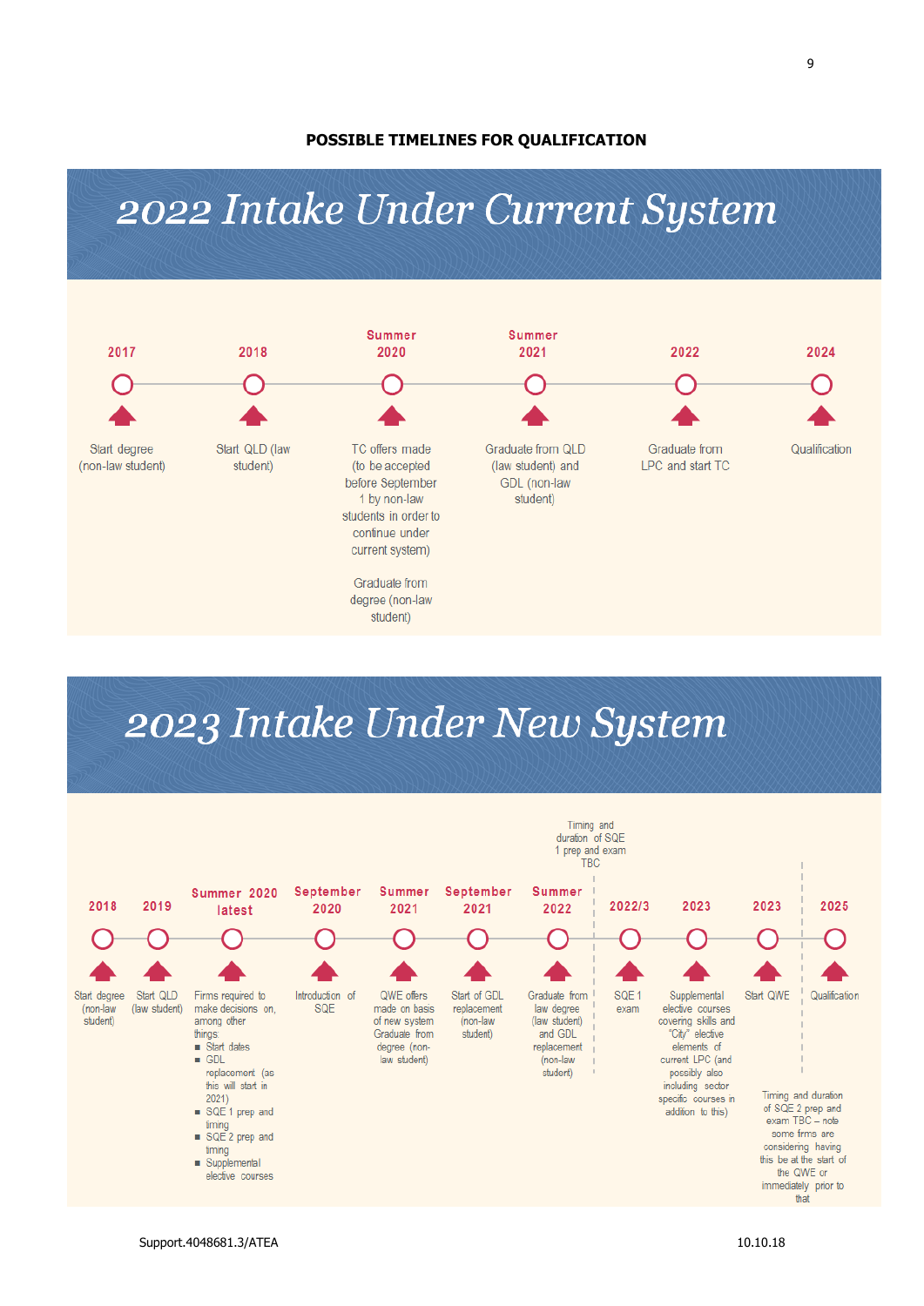**POSSIBLE TIMELINES FOR QUALIFICATION**

# 2022 Intake Under Current System

| 2017 | 2018 | Summer 2020 | Summer 2021 | 2022 | 2024 |
|---|---|---|---|---|---|
| Start degree (non-law student) | Start QLD (law student) | TC offers made (to be accepted before September 1 by non-law students in order to continue under current system)<br><br>Graduate from degree (non-law student) | Graduate from QLD (law student) and GDL (non-law student) | Graduate from LPC and start TC | Qualification |

# 2023 Intake Under New System

| 2018 | 2019 | Summer 2020 latest | September 2020 | Summer 2021 | September 2021 | Summer 2022 | 2022/3 | 2023 | 2023 | 2025 |
|---|---|---|---|---|---|---|---|---|---|---|
| Start degree (non-law student) | Start QLD (law student) | Firms required to make decisions on, among other things:<br>▪ Start dates<br>▪ GDL replacement (as this will start in 2021)<br>▪ SQE 1 prep and timing<br>▪ SQE 2 prep and timing<br>▪ Supplemental elective courses | Introduction of SQE | QWE offers made on basis of new system<br>Graduate from degree (non-law student) | Start of GDL replacement (non-law student) | Graduate from law degree (law student) and GDL replacement (non-law student) | SQE 1 exam | Supplemental elective courses covering skills and "City" elective elements of current LPC (and possibly also including sector specific courses in addition to this) | Start QWE | Qualification |

Timing and duration of SQE 1 prep and exam TBC

Timing and duration of SQE 2 prep and exam TBC – note some firms are considering having this be at the start of the QWE or immediately prior to that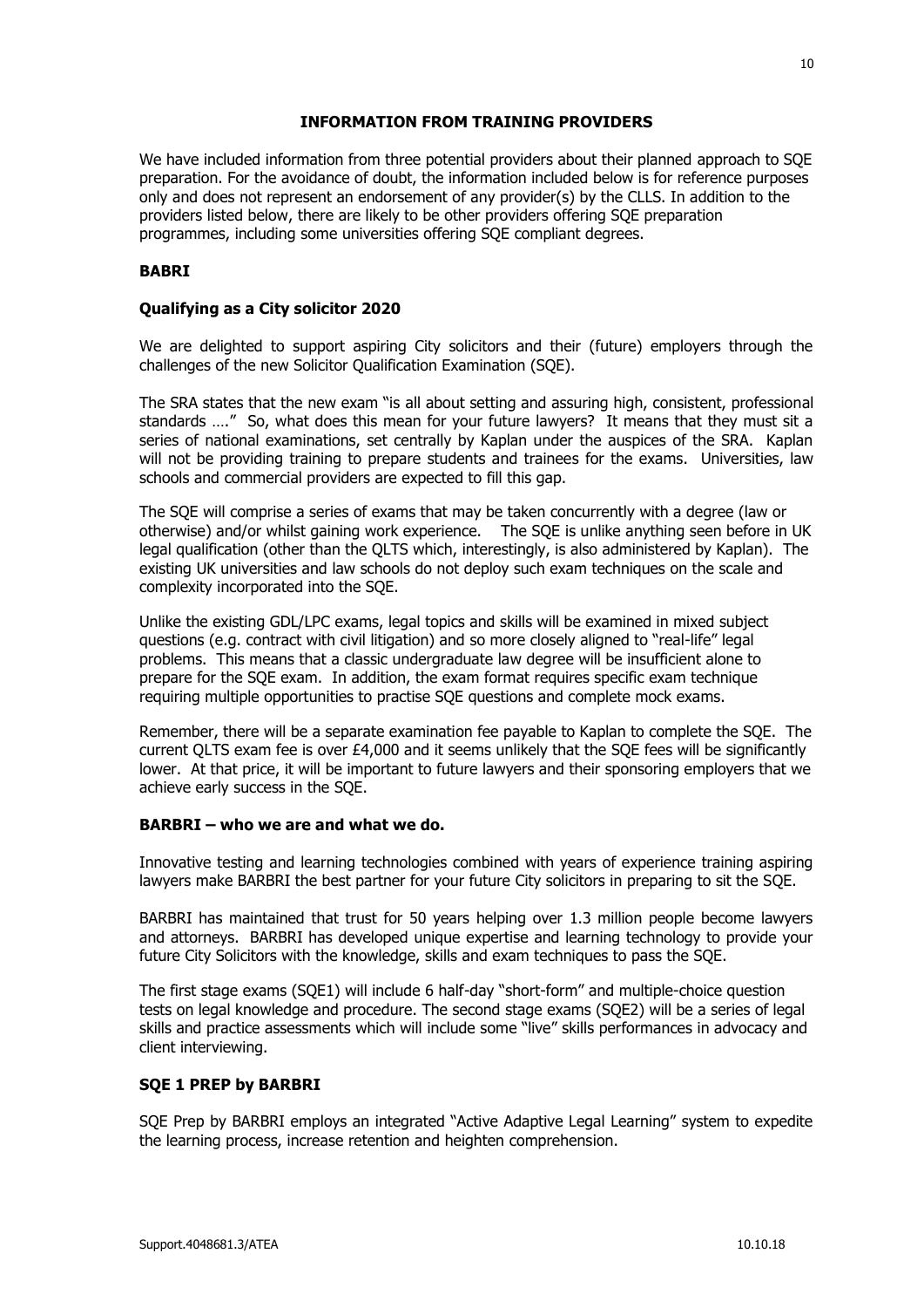## INFORMATION FROM TRAINING PROVIDERS

We have included information from three potential providers about their planned approach to SQE preparation. For the avoidance of doubt, the information included below is for reference purposes only and does not represent an endorsement of any provider(s) by the CLLS. In addition to the providers listed below, there are likely to be other providers offering SQE preparation programmes, including some universities offering SQE compliant degrees.

### BABRI

### Qualifying as a City solicitor 2020

We are delighted to support aspiring City solicitors and their (future) employers through the challenges of the new Solicitor Qualification Examination (SQE).

The SRA states that the new exam "is all about setting and assuring high, consistent, professional standards …." So, what does this mean for your future lawyers? It means that they must sit a series of national examinations, set centrally by Kaplan under the auspices of the SRA. Kaplan will not be providing training to prepare students and trainees for the exams. Universities, law schools and commercial providers are expected to fill this gap.

The SQE will comprise a series of exams that may be taken concurrently with a degree (law or otherwise) and/or whilst gaining work experience. The SQE is unlike anything seen before in UK legal qualification (other than the QLTS which, interestingly, is also administered by Kaplan). The existing UK universities and law schools do not deploy such exam techniques on the scale and complexity incorporated into the SQE.

Unlike the existing GDL/LPC exams, legal topics and skills will be examined in mixed subject questions (e.g. contract with civil litigation) and so more closely aligned to "real-life" legal problems. This means that a classic undergraduate law degree will be insufficient alone to prepare for the SQE exam. In addition, the exam format requires specific exam technique requiring multiple opportunities to practise SQE questions and complete mock exams.

Remember, there will be a separate examination fee payable to Kaplan to complete the SQE. The current QLTS exam fee is over £4,000 and it seems unlikely that the SQE fees will be significantly lower. At that price, it will be important to future lawyers and their sponsoring employers that we achieve early success in the SQE.

### BARBRI – who we are and what we do.

Innovative testing and learning technologies combined with years of experience training aspiring lawyers make BARBRI the best partner for your future City solicitors in preparing to sit the SQE.

BARBRI has maintained that trust for 50 years helping over 1.3 million people become lawyers and attorneys. BARBRI has developed unique expertise and learning technology to provide your future City Solicitors with the knowledge, skills and exam techniques to pass the SQE.

The first stage exams (SQE1) will include 6 half-day "short-form" and multiple-choice question tests on legal knowledge and procedure. The second stage exams (SQE2) will be a series of legal skills and practice assessments which will include some "live" skills performances in advocacy and client interviewing.

### SQE 1 PREP by BARBRI

SQE Prep by BARBRI employs an integrated "Active Adaptive Legal Learning" system to expedite the learning process, increase retention and heighten comprehension.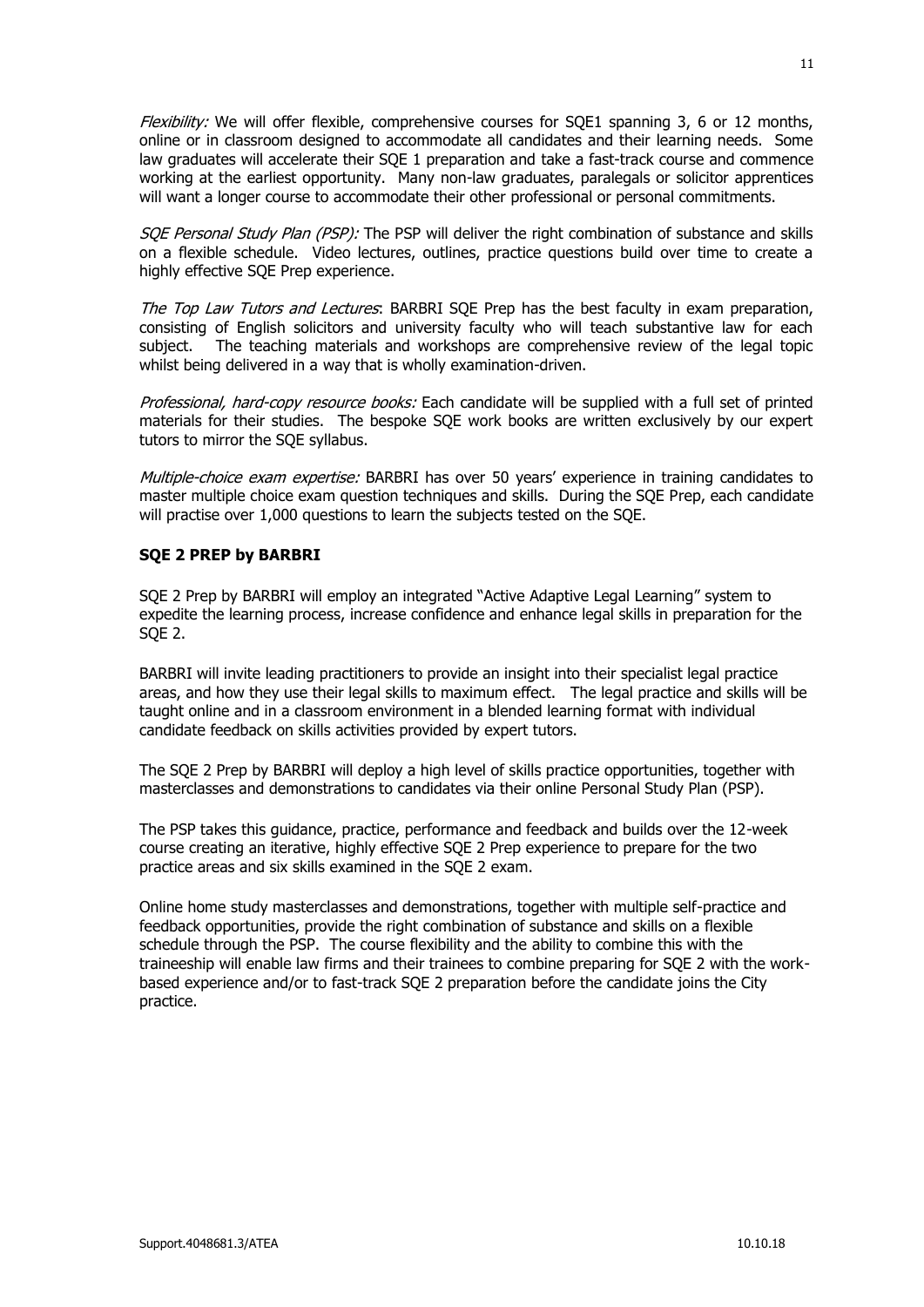*Flexibility:* We will offer flexible, comprehensive courses for SQE1 spanning 3, 6 or 12 months, online or in classroom designed to accommodate all candidates and their learning needs. Some law graduates will accelerate their SQE 1 preparation and take a fast-track course and commence working at the earliest opportunity. Many non-law graduates, paralegals or solicitor apprentices will want a longer course to accommodate their other professional or personal commitments.

*SQE Personal Study Plan (PSP):* The PSP will deliver the right combination of substance and skills on a flexible schedule. Video lectures, outlines, practice questions build over time to create a highly effective SQE Prep experience.

*The Top Law Tutors and Lectures*: BARBRI SQE Prep has the best faculty in exam preparation, consisting of English solicitors and university faculty who will teach substantive law for each subject. The teaching materials and workshops are comprehensive review of the legal topic whilst being delivered in a way that is wholly examination-driven.

*Professional, hard-copy resource books:* Each candidate will be supplied with a full set of printed materials for their studies. The bespoke SQE work books are written exclusively by our expert tutors to mirror the SQE syllabus.

*Multiple-choice exam expertise:* BARBRI has over 50 years' experience in training candidates to master multiple choice exam question techniques and skills. During the SQE Prep, each candidate will practise over 1,000 questions to learn the subjects tested on the SQE.

**SQE 2 PREP by BARBRI**

SQE 2 Prep by BARBRI will employ an integrated "Active Adaptive Legal Learning" system to expedite the learning process, increase confidence and enhance legal skills in preparation for the SQE 2.

BARBRI will invite leading practitioners to provide an insight into their specialist legal practice areas, and how they use their legal skills to maximum effect. The legal practice and skills will be taught online and in a classroom environment in a blended learning format with individual candidate feedback on skills activities provided by expert tutors.

The SQE 2 Prep by BARBRI will deploy a high level of skills practice opportunities, together with masterclasses and demonstrations to candidates via their online Personal Study Plan (PSP).

The PSP takes this guidance, practice, performance and feedback and builds over the 12-week course creating an iterative, highly effective SQE 2 Prep experience to prepare for the two practice areas and six skills examined in the SQE 2 exam.

Online home study masterclasses and demonstrations, together with multiple self-practice and feedback opportunities, provide the right combination of substance and skills on a flexible schedule through the PSP. The course flexibility and the ability to combine this with the traineeship will enable law firms and their trainees to combine preparing for SQE 2 with the work-based experience and/or to fast-track SQE 2 preparation before the candidate joins the City practice.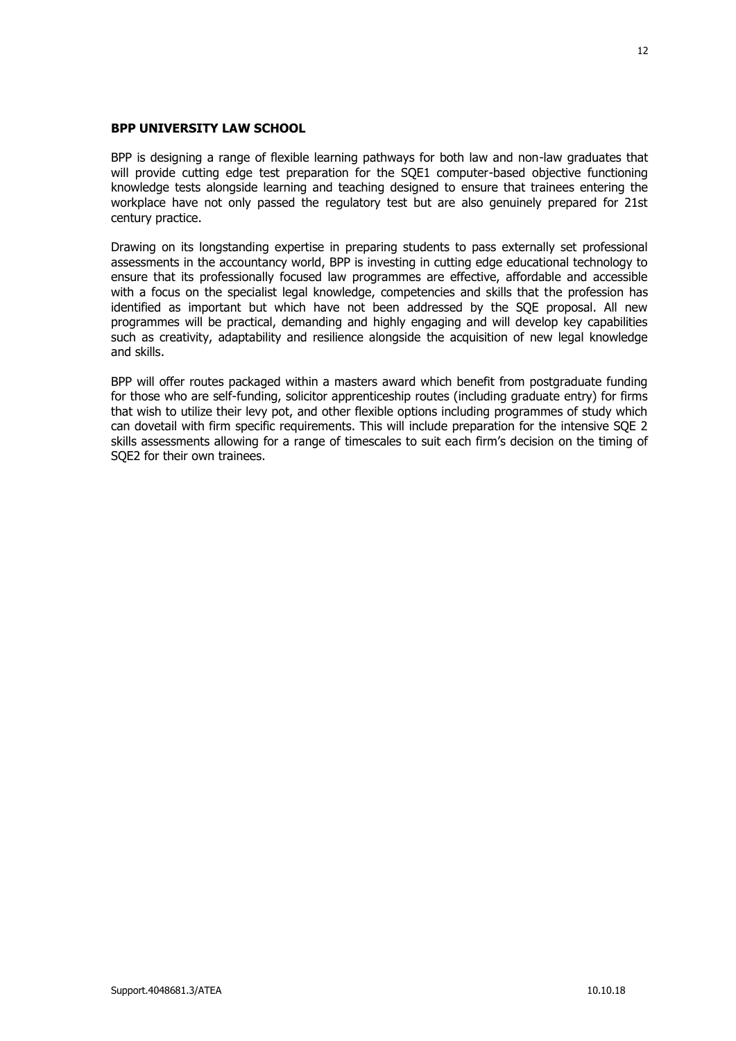**BPP UNIVERSITY LAW SCHOOL**

BPP is designing a range of flexible learning pathways for both law and non-law graduates that will provide cutting edge test preparation for the SQE1 computer-based objective functioning knowledge tests alongside learning and teaching designed to ensure that trainees entering the workplace have not only passed the regulatory test but are also genuinely prepared for 21st century practice.

Drawing on its longstanding expertise in preparing students to pass externally set professional assessments in the accountancy world, BPP is investing in cutting edge educational technology to ensure that its professionally focused law programmes are effective, affordable and accessible with a focus on the specialist legal knowledge, competencies and skills that the profession has identified as important but which have not been addressed by the SQE proposal. All new programmes will be practical, demanding and highly engaging and will develop key capabilities such as creativity, adaptability and resilience alongside the acquisition of new legal knowledge and skills.

BPP will offer routes packaged within a masters award which benefit from postgraduate funding for those who are self-funding, solicitor apprenticeship routes (including graduate entry) for firms that wish to utilize their levy pot, and other flexible options including programmes of study which can dovetail with firm specific requirements. This will include preparation for the intensive SQE 2 skills assessments allowing for a range of timescales to suit each firm's decision on the timing of SQE2 for their own trainees.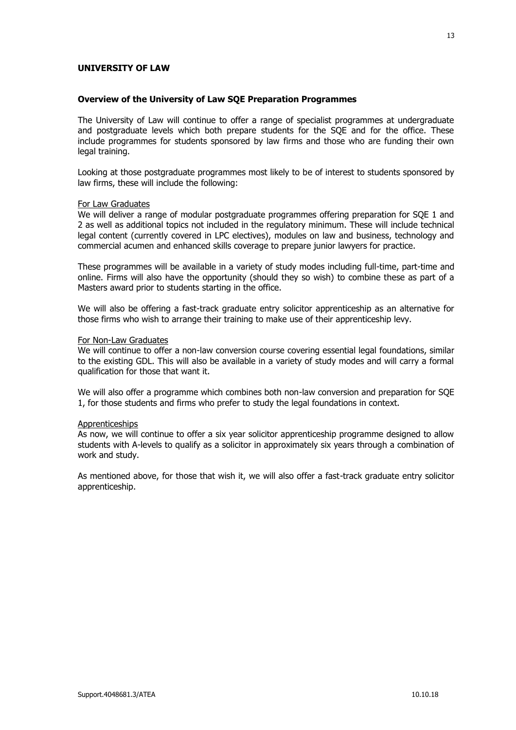## UNIVERSITY OF LAW

### Overview of the University of Law SQE Preparation Programmes

The University of Law will continue to offer a range of specialist programmes at undergraduate and postgraduate levels which both prepare students for the SQE and for the office. These include programmes for students sponsored by law firms and those who are funding their own legal training.

Looking at those postgraduate programmes most likely to be of interest to students sponsored by law firms, these will include the following:

For Law Graduates

We will deliver a range of modular postgraduate programmes offering preparation for SQE 1 and 2 as well as additional topics not included in the regulatory minimum. These will include technical legal content (currently covered in LPC electives), modules on law and business, technology and commercial acumen and enhanced skills coverage to prepare junior lawyers for practice.

These programmes will be available in a variety of study modes including full-time, part-time and online. Firms will also have the opportunity (should they so wish) to combine these as part of a Masters award prior to students starting in the office.

We will also be offering a fast-track graduate entry solicitor apprenticeship as an alternative for those firms who wish to arrange their training to make use of their apprenticeship levy.

For Non-Law Graduates

We will continue to offer a non-law conversion course covering essential legal foundations, similar to the existing GDL. This will also be available in a variety of study modes and will carry a formal qualification for those that want it.

We will also offer a programme which combines both non-law conversion and preparation for SQE 1, for those students and firms who prefer to study the legal foundations in context.

Apprenticeships

As now, we will continue to offer a six year solicitor apprenticeship programme designed to allow students with A-levels to qualify as a solicitor in approximately six years through a combination of work and study.

As mentioned above, for those that wish it, we will also offer a fast-track graduate entry solicitor apprenticeship.